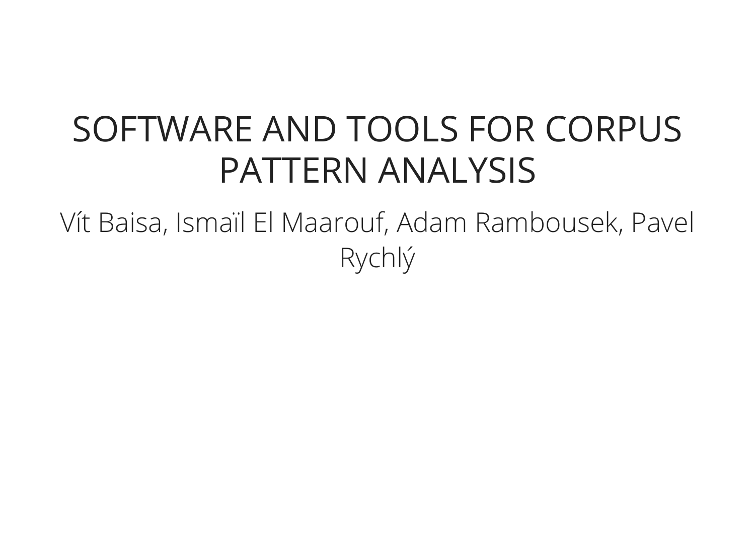# SOFTWARE AND TOOLS FOR CORPUS PATTERN ANALYSIS

Vít Baisa, Ismaïl El Maarouf, Adam Rambousek, Pavel Rychlý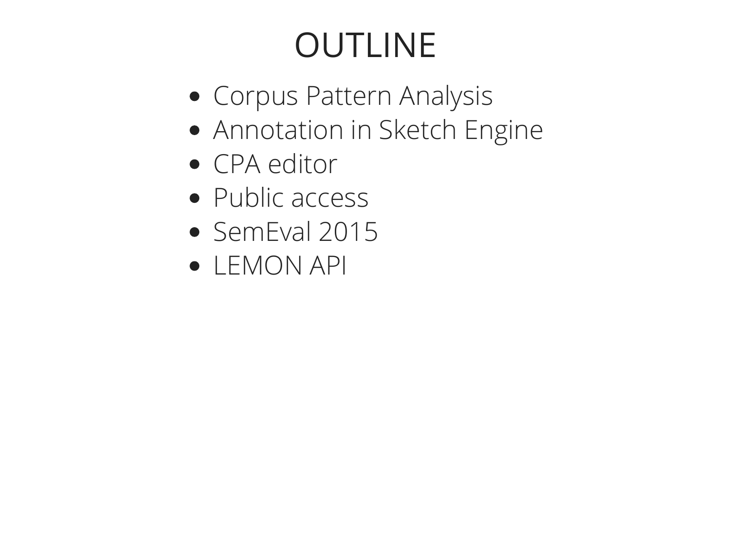# OUTLINE

- Corpus Pattern Analysis
- Annotation in Sketch Engine
- CPA editor
- Public access
- SemEval 2015
- LEMON API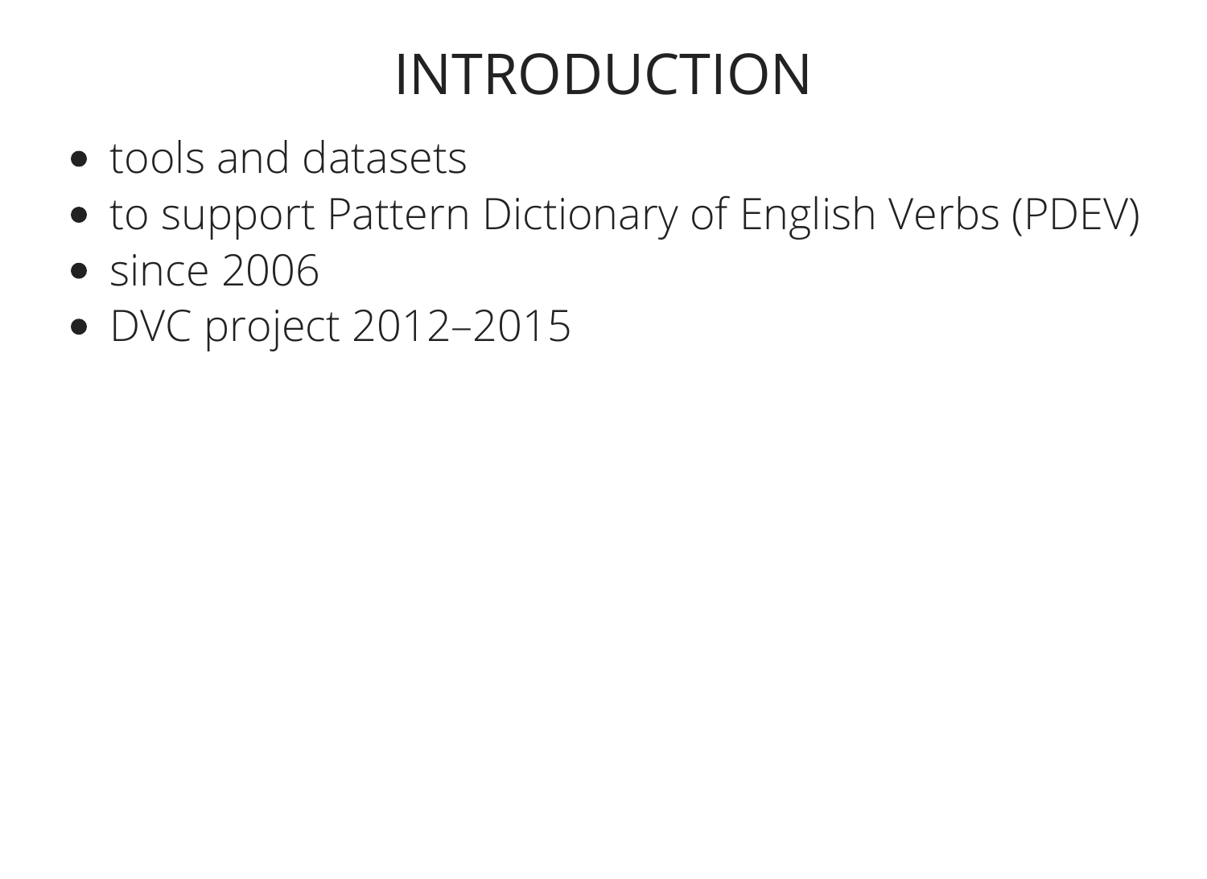# INTRODUCTION

- tools and datasets
- to support Pattern Dictionary of English Verbs (PDEV)
- since 2006
- DVC project 2012–2015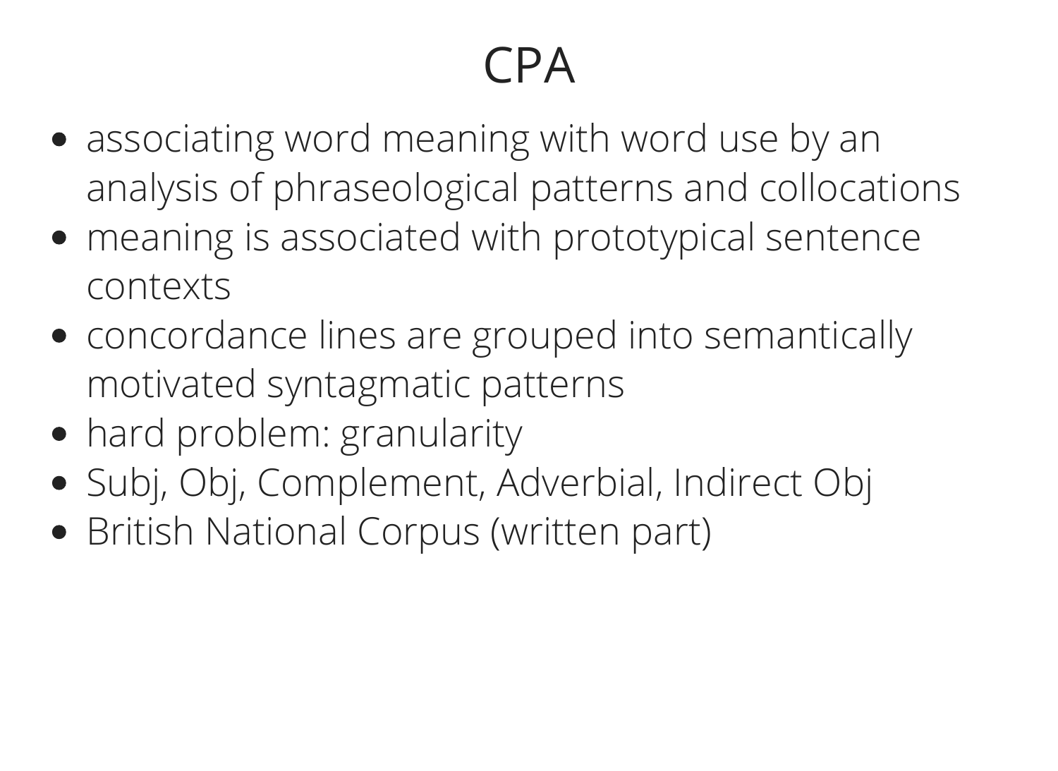# CPA

- associating word meaning with word use by an analysis of phraseological patterns and collocations
- meaning is associated with prototypical sentence contexts
- concordance lines are grouped into semantically motivated syntagmatic patterns
- hard problem: granularity
- Subj, Obj, Complement, Adverbial, Indirect Obj
- British National Corpus (written part)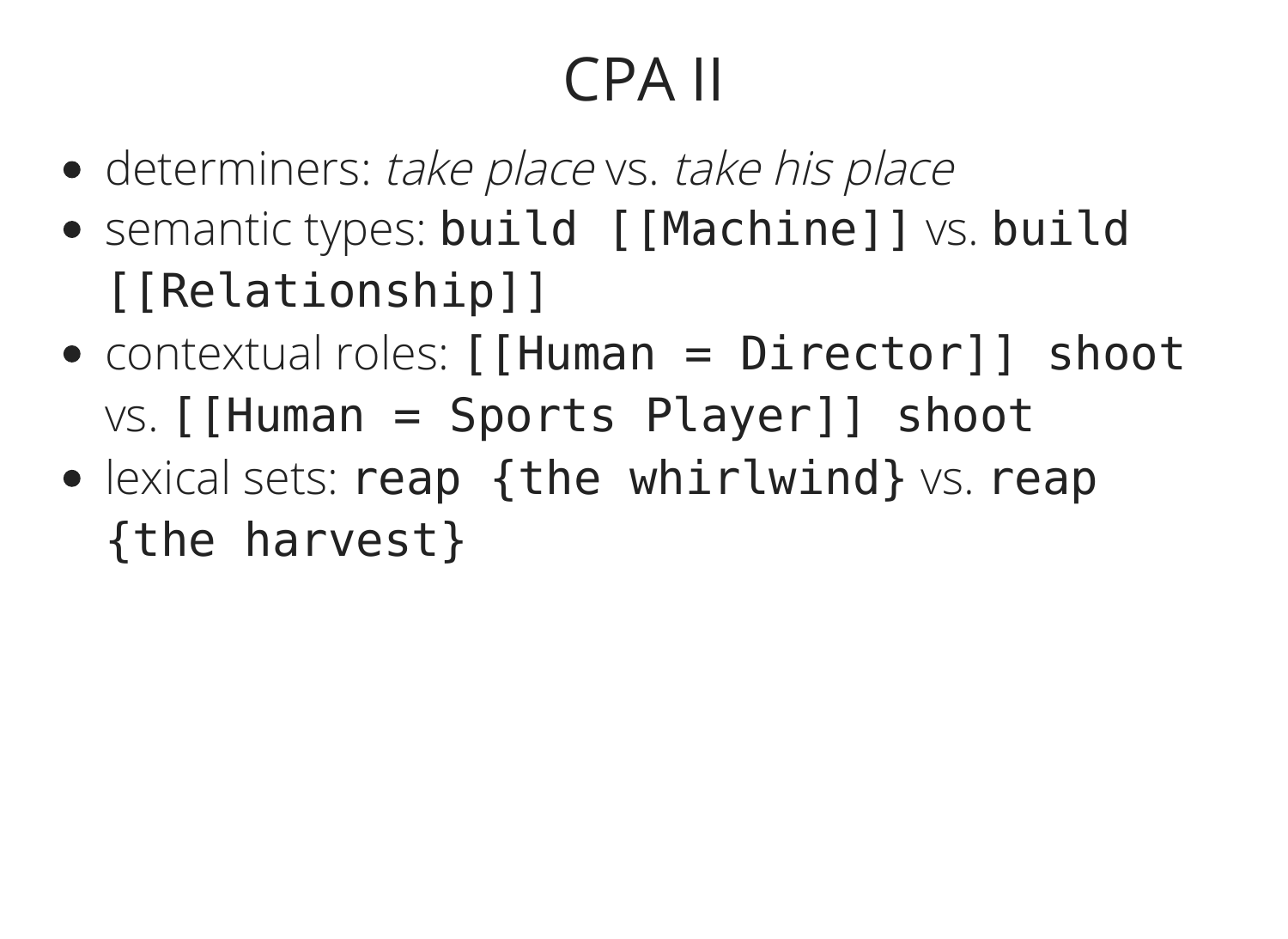# CPA II

- determiners: *take place* vs. *take his place*
- semantic types: `build [[Machine]]` vs. `build [[Relationship]]`
- contextual roles: `[[Human = Director]] shoot` vs. `[[Human = Sports Player]] shoot`
- lexical sets: `reap {the whirlwind}` vs. `reap {the harvest}`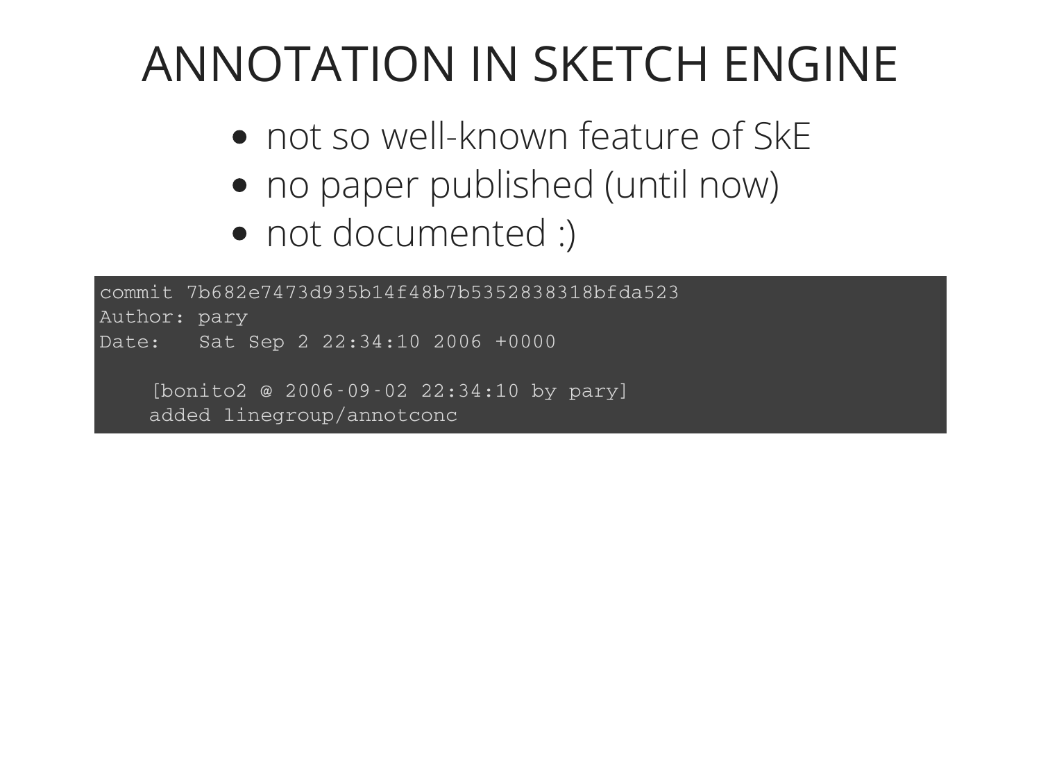# ANNOTATION IN SKETCH ENGINE

- not so well-known feature of SkE
- no paper published (until now)
- not documented :)

```
commit 7b682e7473d935b14f48b7b5352838318bfda523
Author: pary
Date:   Sat Sep 2 22:34:10 2006 +0000

    [bonito2 @ 2006-09-02 22:34:10 by pary]
    added linegroup/annotconc
```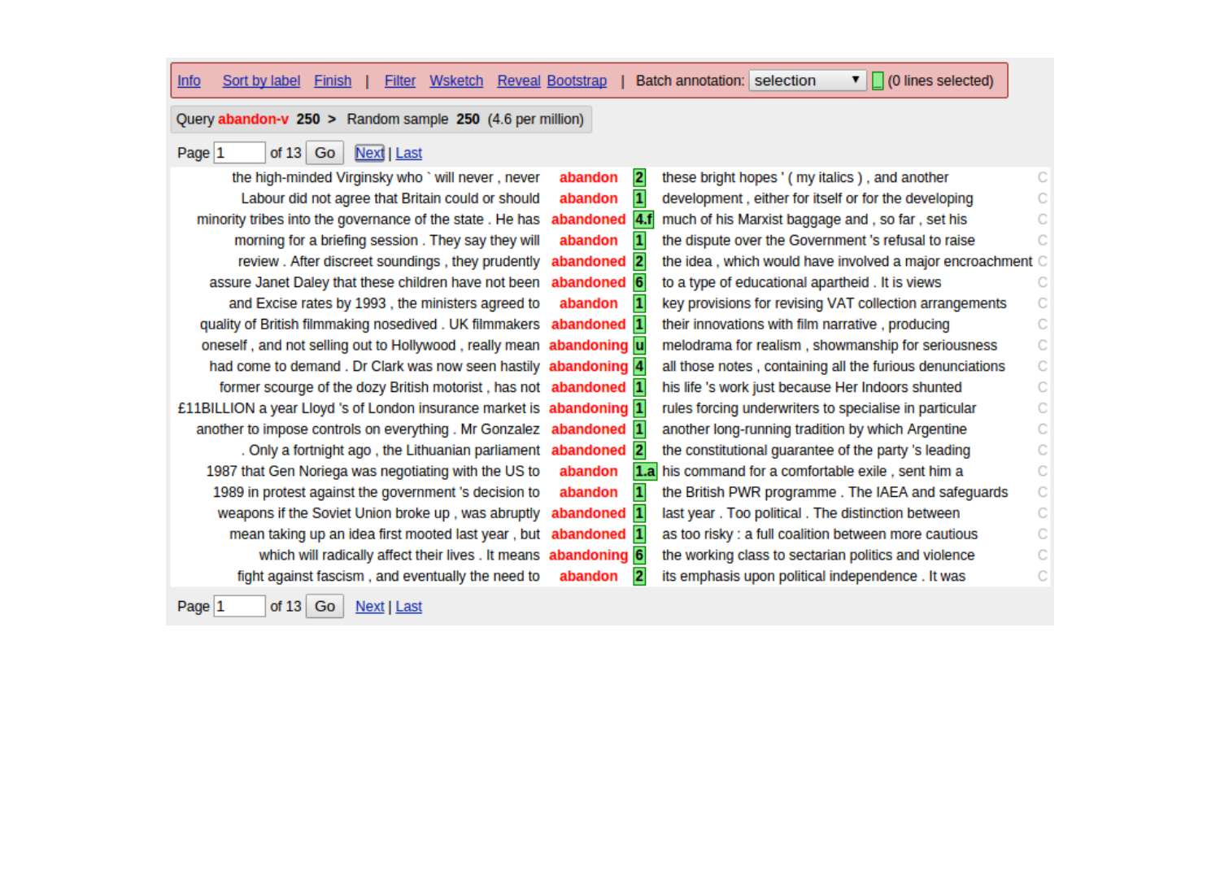Info  Sort by label  Finish | Filter  Wsketch  Reveal  Bootstrap | Batch annotation: selection (0 lines selected)

Query **abandon-v** **250** > Random sample **250** (4.6 per million)

Page 1 of 13 Go  Next | Last

| Left context | KWIC | Label | Right context |
|---|---|---|---|
| the high-minded Virginsky who ` will never , never | **abandon** | 2 | these bright hopes ' ( my italics ) , and another |
| Labour did not agree that Britain could or should | **abandon** | 1 | development , either for itself or for the developing |
| minority tribes into the governance of the state . He has | **abandoned** | 4.f | much of his Marxist baggage and , so far , set his |
| morning for a briefing session . They say they will | **abandon** | 1 | the dispute over the Government 's refusal to raise |
| review . After discreet soundings , they prudently | **abandoned** | 2 | the idea , which would have involved a major encroachment |
| assure Janet Daley that these children have not been | **abandoned** | 6 | to a type of educational apartheid . It is views |
| and Excise rates by 1993 , the ministers agreed to | **abandon** | 1 | key provisions for revising VAT collection arrangements |
| quality of British filmmaking nosedived . UK filmmakers | **abandoned** | 1 | their innovations with film narrative , producing |
| oneself , and not selling out to Hollywood , really mean | **abandoning** | u | melodrama for realism , showmanship for seriousness |
| had come to demand . Dr Clark was now seen hastily | **abandoning** | 4 | all those notes , containing all the furious denunciations |
| former scourge of the dozy British motorist , has not | **abandoned** | 1 | his life 's work just because Her Indoors shunted |
| £11BILLION a year Lloyd 's of London insurance market is | **abandoning** | 1 | rules forcing underwriters to specialise in particular |
| another to impose controls on everything . Mr Gonzalez | **abandoned** | 1 | another long-running tradition by which Argentine |
| . Only a fortnight ago , the Lithuanian parliament | **abandoned** | 2 | the constitutional guarantee of the party 's leading |
| 1987 that Gen Noriega was negotiating with the US to | **abandon** | 1.a | his command for a comfortable exile , sent him a |
| 1989 in protest against the government 's decision to | **abandon** | 1 | the British PWR programme . The IAEA and safeguards |
| weapons if the Soviet Union broke up , was abruptly | **abandoned** | 1 | last year . Too political . The distinction between |
| mean taking up an idea first mooted last year , but | **abandoned** | 1 | as too risky : a full coalition between more cautious |
| which will radically affect their lives . It means | **abandoning** | 6 | the working class to sectarian politics and violence |
| fight against fascism , and eventually the need to | **abandon** | 2 | its emphasis upon political independence . It was |

Page 1 of 13 Go  Next | Last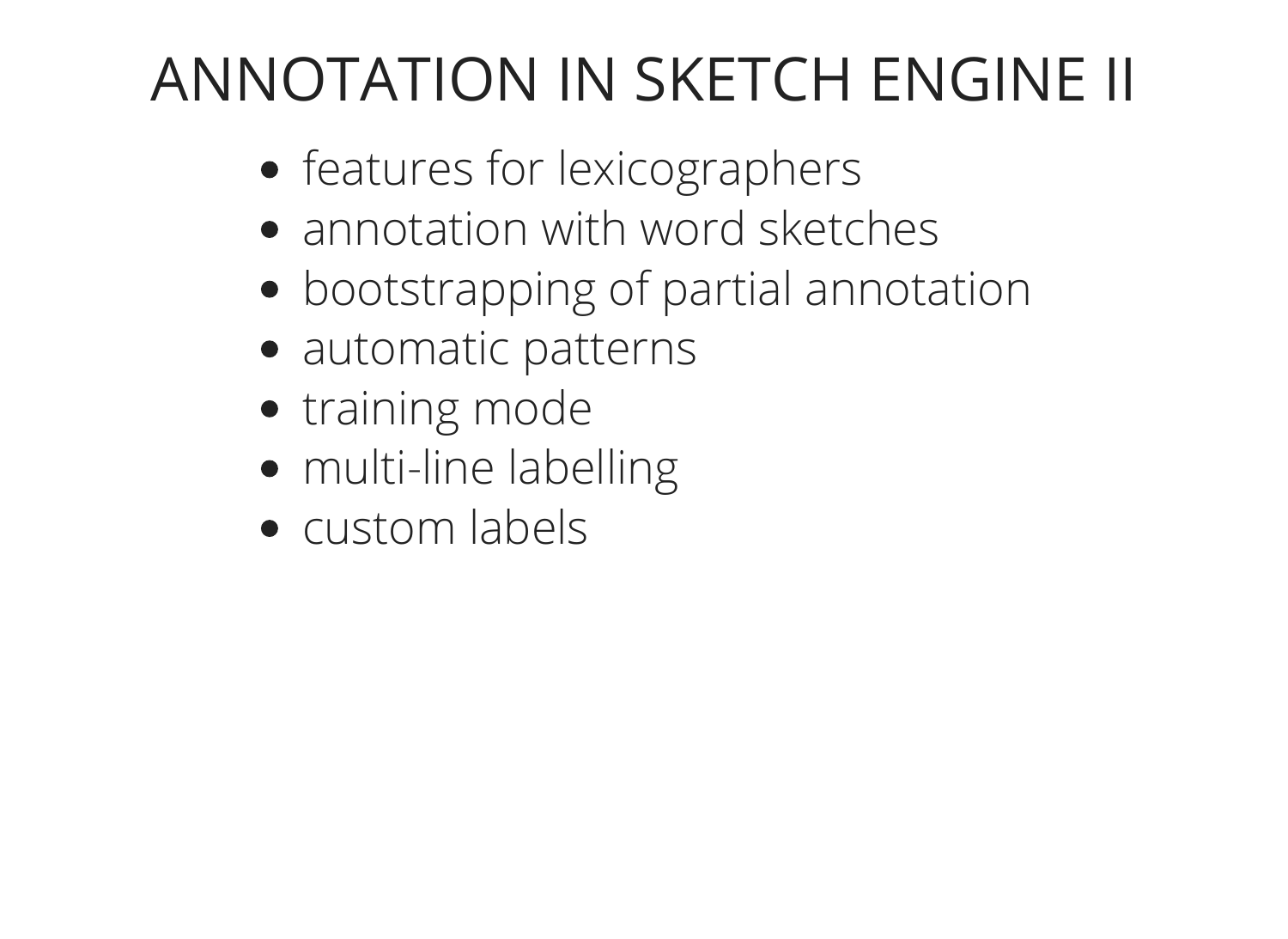# ANNOTATION IN SKETCH ENGINE II

- features for lexicographers
- annotation with word sketches
- bootstrapping of partial annotation
- automatic patterns
- training mode
- multi-line labelling
- custom labels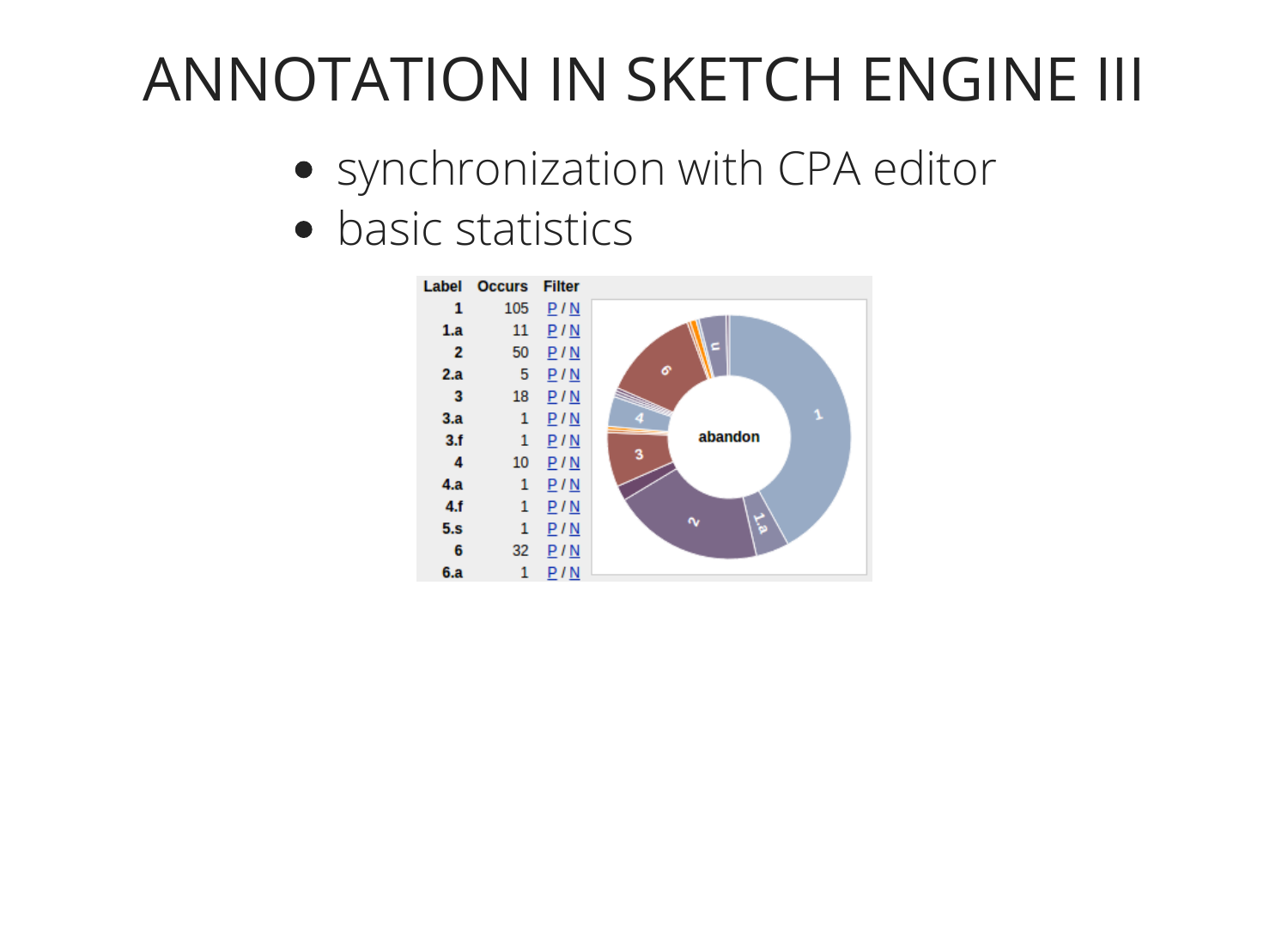# ANNOTATION IN SKETCH ENGINE III

- synchronization with CPA editor
- basic statistics

| Label | Occurs | Filter |
|---|---|---|
| 1 | 105 | P / N |
| 1.a | 11 | P / N |
| 2 | 50 | P / N |
| 2.a | 5 | P / N |
| 3 | 18 | P / N |
| 3.a | 1 | P / N |
| 3.f | 1 | P / N |
| 4 | 10 | P / N |
| 4.a | 1 | P / N |
| 4.f | 1 | P / N |
| 5.s | 1 | P / N |
| 6 | 32 | P / N |
| 6.a | 1 | P / N |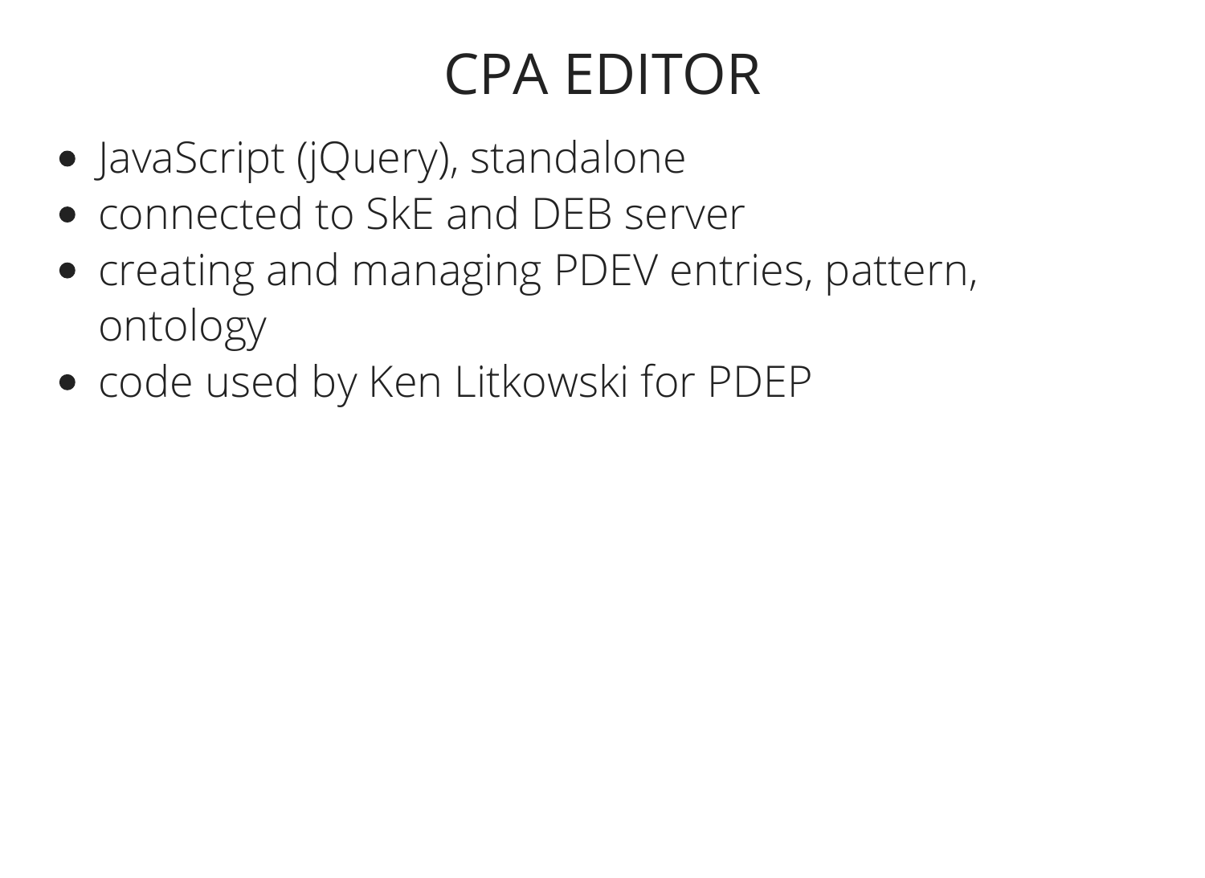# CPA EDITOR

- JavaScript (jQuery), standalone
- connected to SkE and DEB server
- creating and managing PDEV entries, pattern, ontology
- code used by Ken Litkowski for PDEP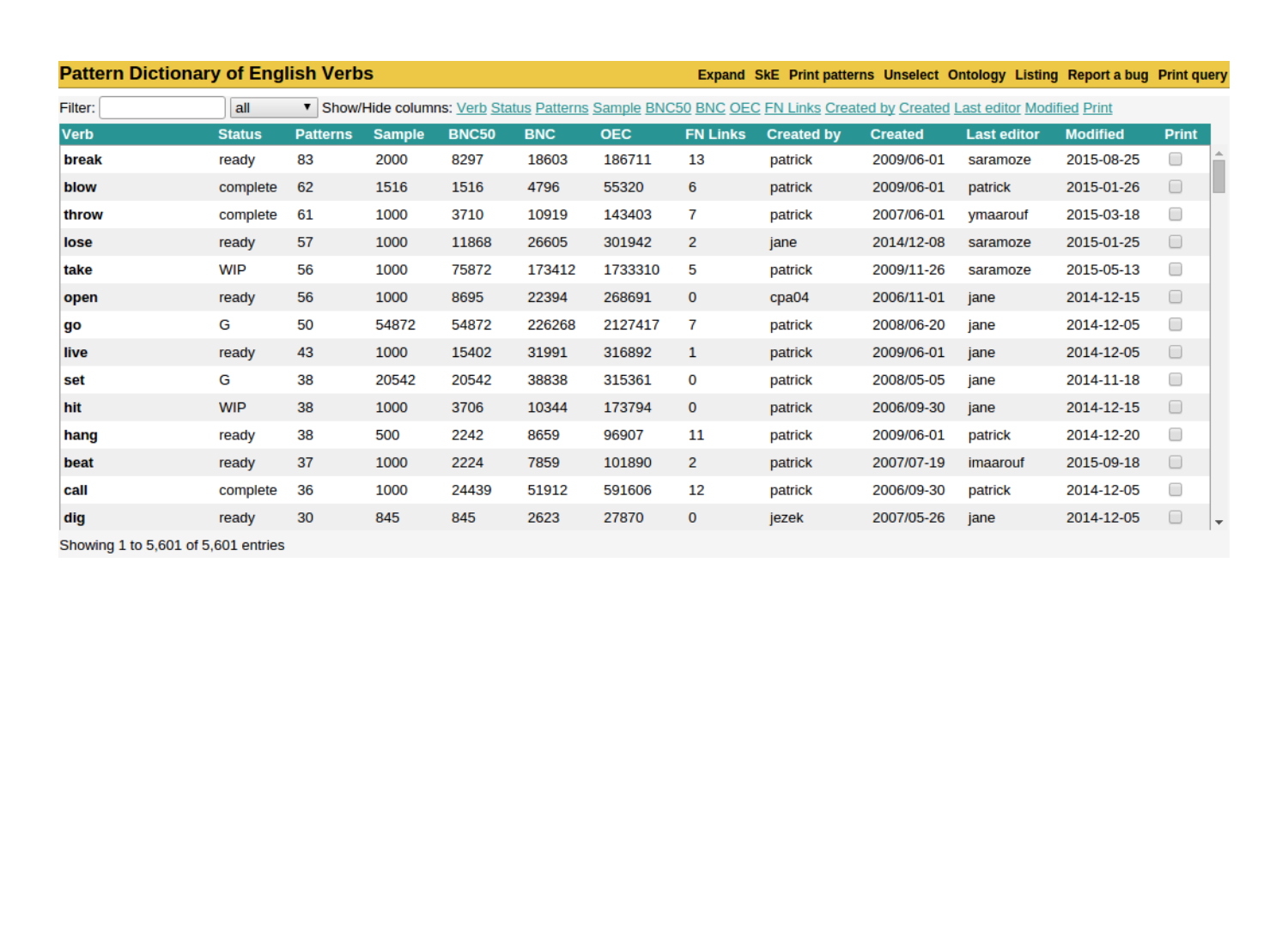**Pattern Dictionary of English Verbs** — Expand SkE Print patterns Unselect Ontology Listing Report a bug Print query

Filter: [ ] all ▾ Show/Hide columns: Verb Status Patterns Sample BNC50 BNC OEC FN Links Created by Created Last editor Modified Print

| Verb | Status | Patterns | Sample | BNC50 | BNC | OEC | FN Links | Created by | Created | Last editor | Modified | Print |
|---|---|---|---|---|---|---|---|---|---|---|---|---|
| **break** | ready | 83 | 2000 | 8297 | 18603 | 186711 | 13 | patrick | 2009/06-01 | saramoze | 2015-08-25 | ☐ |
| **blow** | complete | 62 | 1516 | 1516 | 4796 | 55320 | 6 | patrick | 2009/06-01 | patrick | 2015-01-26 | ☐ |
| **throw** | complete | 61 | 1000 | 3710 | 10919 | 143403 | 7 | patrick | 2007/06-01 | ymaarouf | 2015-03-18 | ☐ |
| **lose** | ready | 57 | 1000 | 11868 | 26605 | 301942 | 2 | jane | 2014/12-08 | saramoze | 2015-01-25 | ☐ |
| **take** | WIP | 56 | 1000 | 75872 | 173412 | 1733310 | 5 | patrick | 2009/11-26 | saramoze | 2015-05-13 | ☐ |
| **open** | ready | 56 | 1000 | 8695 | 22394 | 268691 | 0 | cpa04 | 2006/11-01 | jane | 2014-12-15 | ☐ |
| **go** | G | 50 | 54872 | 54872 | 226268 | 2127417 | 7 | patrick | 2008/06-20 | jane | 2014-12-05 | ☐ |
| **live** | ready | 43 | 1000 | 15402 | 31991 | 316892 | 1 | patrick | 2009/06-01 | jane | 2014-12-05 | ☐ |
| **set** | G | 38 | 20542 | 20542 | 38838 | 315361 | 0 | patrick | 2008/05-05 | jane | 2014-11-18 | ☐ |
| **hit** | WIP | 38 | 1000 | 3706 | 10344 | 173794 | 0 | patrick | 2006/09-30 | jane | 2014-12-15 | ☐ |
| **hang** | ready | 38 | 500 | 2242 | 8659 | 96907 | 11 | patrick | 2009/06-01 | patrick | 2014-12-20 | ☐ |
| **beat** | ready | 37 | 1000 | 2224 | 7859 | 101890 | 2 | patrick | 2007/07-19 | imaarouf | 2015-09-18 | ☐ |
| **call** | complete | 36 | 1000 | 24439 | 51912 | 591606 | 12 | patrick | 2006/09-30 | patrick | 2014-12-05 | ☐ |
| **dig** | ready | 30 | 845 | 845 | 2623 | 27870 | 0 | jezek | 2007/05-26 | jane | 2014-12-05 | ☐ |

Showing 1 to 5,601 of 5,601 entries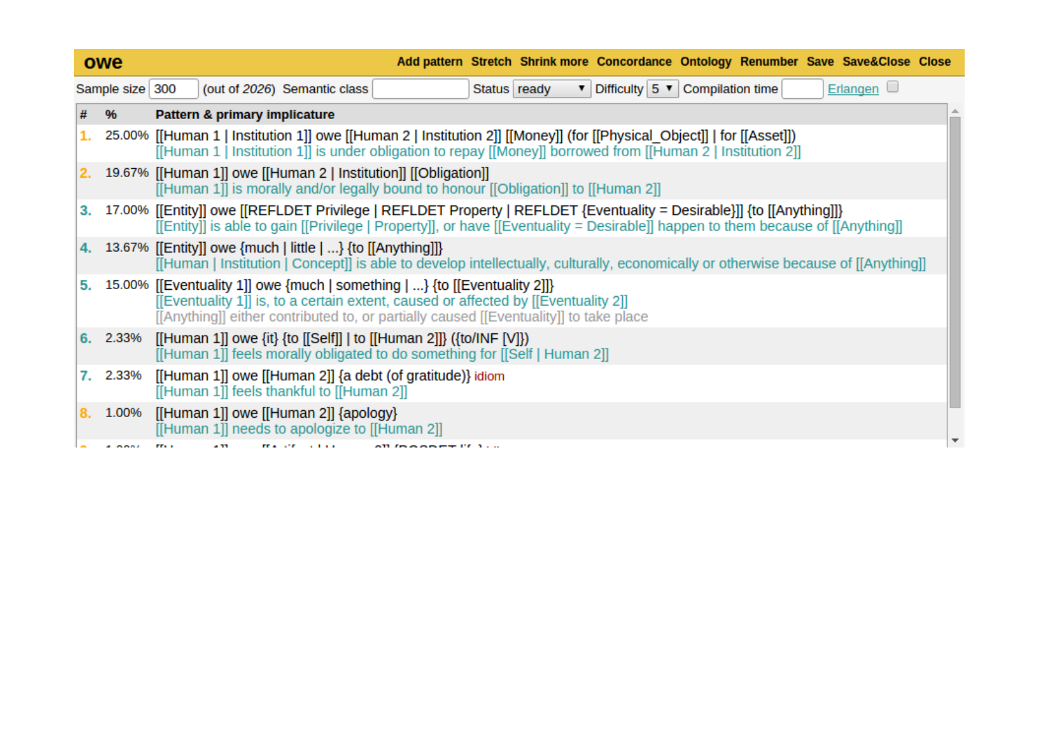**owe** Add pattern Stretch Shrink more Concordance Ontology Renumber Save Save&Close Close

Sample size 300 (out of 2026) Semantic class Status ready Difficulty 5 Compilation time Erlangen

| # | % | Pattern & primary implicature |
|---|---|---|
| 1. | 25.00% | [[Human 1 \| Institution 1]] owe [[Human 2 \| Institution 2]] [[Money]] (for [[Physical_Object]] \| for [[Asset]])<br>[[Human 1 \| Institution 1]] is under obligation to repay [[Money]] borrowed from [[Human 2 \| Institution 2]] |
| 2. | 19.67% | [[Human 1]] owe [[Human 2 \| Institution]] [[Obligation]]<br>[[Human 1]] is morally and/or legally bound to honour [[Obligation]] to [[Human 2]] |
| 3. | 17.00% | [[Entity]] owe [[REFLDET Privilege \| REFLDET Property \| REFLDET {Eventuality = Desirable}]] {to [[Anything]]}<br>[[Entity]] is able to gain [[Privilege \| Property]], or have [[Eventuality = Desirable]] happen to them because of [[Anything]] |
| 4. | 13.67% | [[Entity]] owe {much \| little \| ...} {to [[Anything]]}<br>[[Human \| Institution \| Concept]] is able to develop intellectually, culturally, economically or otherwise because of [[Anything]] |
| 5. | 15.00% | [[Eventuality 1]] owe {much \| something \| ...} {to [[Eventuality 2]]}<br>[[Eventuality 1]] is, to a certain extent, caused or affected by [[Eventuality 2]]<br>[[Anything]] either contributed to, or partially caused [[Eventuality]] to take place |
| 6. | 2.33% | [[Human 1]] owe {it} {to [[Self]] \| to [[Human 2]]} ({to/INF [V]})<br>[[Human 1]] feels morally obligated to do something for [[Self \| Human 2]] |
| 7. | 2.33% | [[Human 1]] owe [[Human 2]] {a debt (of gratitude)} idiom<br>[[Human 1]] feels thankful to [[Human 2]] |
| 8. | 1.00% | [[Human 1]] owe [[Human 2]] {apology}<br>[[Human 1]] needs to apologize to [[Human 2]] |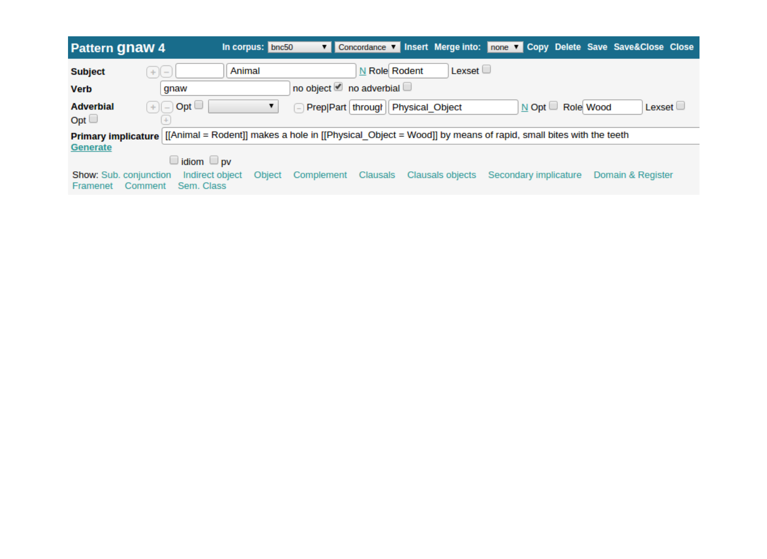**Pattern gnaw 4** In corpus: bnc50 Concordance Insert Merge into: none Copy Delete Save Save&Close Close

**Subject** Animal N Role Rodent Lexset

**Verb** gnaw no object ☑ no adverbial ☐

**Adverbial** Opt ☐ Prep|Part througl Physical_Object N Opt ☐ Role Wood Lexset ☐

Opt ☐

**Primary implicature** [[Animal = Rodent]] makes a hole in [[Physical_Object = Wood]] by means of rapid, small bites with the teeth

Generate

☐ idiom ☐ pv

Show: Sub. conjunction Indirect object Object Complement Clausals Clausals objects Secondary implicature Domain & Register Framenet Comment Sem. Class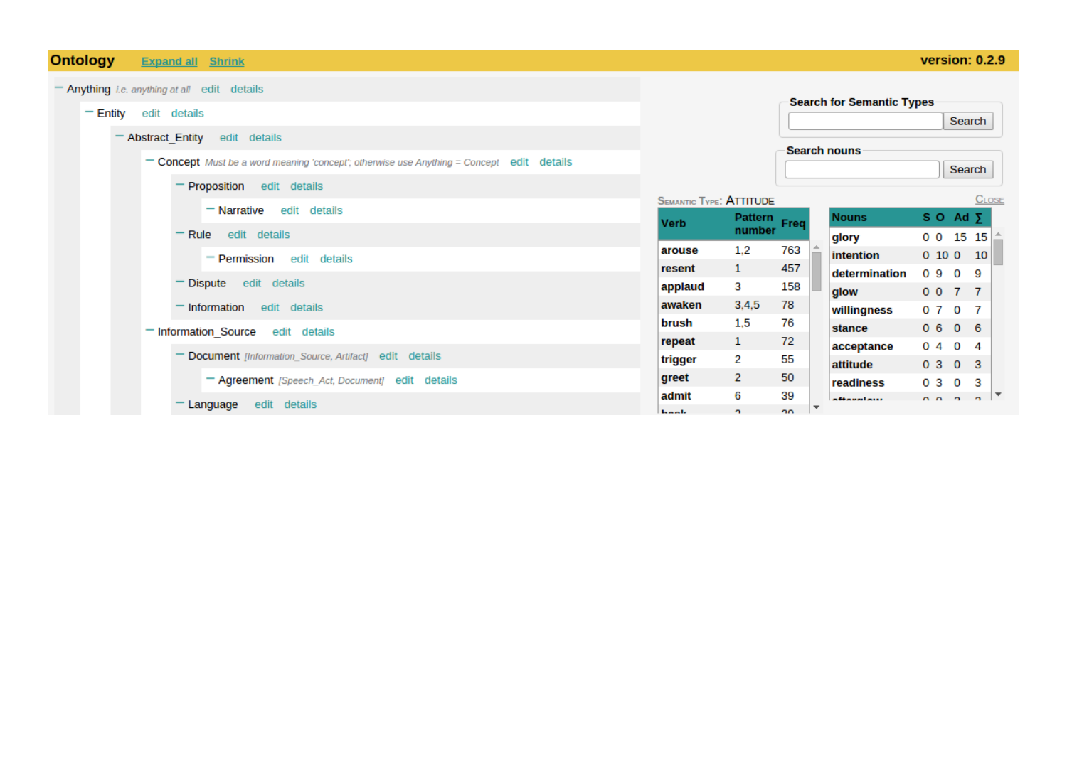**Ontology** Expand all Shrink **version: 0.2.9**

- Anything *i.e. anything at all* edit details
  - Entity edit details
    - Abstract_Entity edit details
      - Concept *Must be a word meaning 'concept'; otherwise use Anything = Concept* edit details
        - Proposition edit details
          - Narrative edit details
        - Rule edit details
          - Permission edit details
        - Dispute edit details
        - Information edit details
      - Information_Source edit details
        - Document *[Information_Source, Artifact]* edit details
          - Agreement *[Speech_Act, Document]* edit details
        - Language edit details

**Search for Semantic Types** Search

**Search nouns** Search

SEMANTIC TYPE: ATTITUDE CLOSE

| Verb | Pattern number | Freq |
|---|---|---|
| **arouse** | 1,2 | 763 |
| **resent** | 1 | 457 |
| **applaud** | 3 | 158 |
| **awaken** | 3,4,5 | 78 |
| **brush** | 1,5 | 76 |
| **repeat** | 1 | 72 |
| **trigger** | 2 | 55 |
| **greet** | 2 | 50 |
| **admit** | 6 | 39 |

| Nouns | S | O | Ad | ∑ |
|---|---|---|---|---|
| **glory** | 0 | 0 | 15 | 15 |
| **intention** | 0 | 10 | 0 | 10 |
| **determination** | 0 | 9 | 0 | 9 |
| **glow** | 0 | 0 | 7 | 7 |
| **willingness** | 0 | 7 | 0 | 7 |
| **stance** | 0 | 6 | 0 | 6 |
| **acceptance** | 0 | 4 | 0 | 4 |
| **attitude** | 0 | 3 | 0 | 3 |
| **readiness** | 0 | 3 | 0 | 3 |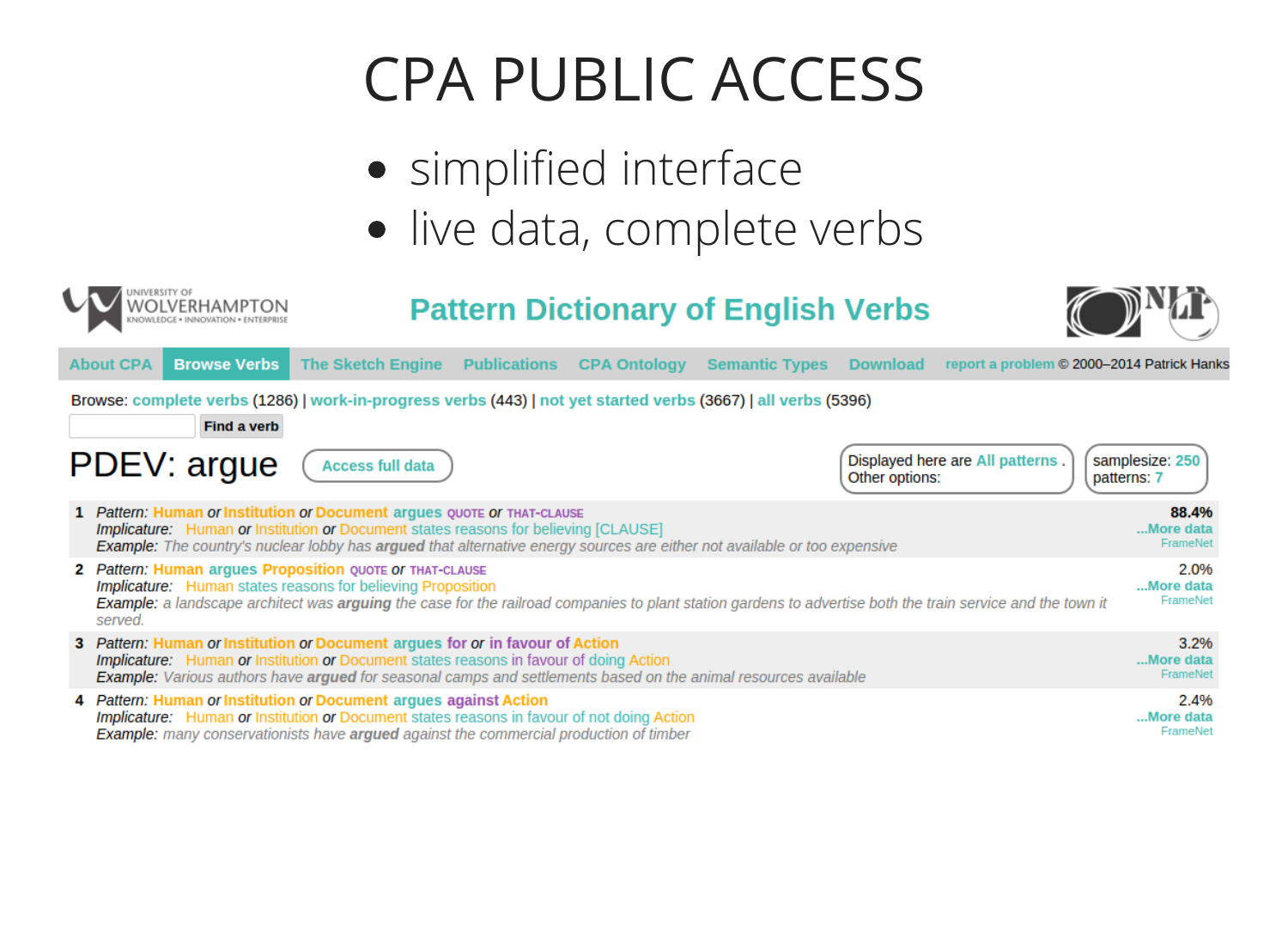# CPA PUBLIC ACCESS

- simplified interface
- live data, complete verbs

UNIVERSITY OF WOLVERHAMPTON
KNOWLEDGE • INNOVATION • ENTERPRISE

## Pattern Dictionary of English Verbs

About CPA | Browse Verbs | The Sketch Engine | Publications | CPA Ontology | Semantic Types | Download | report a problem © 2000–2014 Patrick Hanks

Browse: complete verbs (1286) | work-in-progress verbs (443) | not yet started verbs (3667) | all verbs (5396)

Find a verb

# PDEV: argue

Access full data

Displayed here are All patterns .
Other options:

samplesize: 250
patterns: 7

**1** *Pattern:* Human *or* Institution *or* Document argues QUOTE *or* THAT-CLAUSE — **88.4%**
*Implicature:* Human *or* Institution *or* Document states reasons for believing [CLAUSE] — ...More data
*Example:* The country's nuclear lobby has **argued** that alternative energy sources are either not available or too expensive — FrameNet

**2** *Pattern:* Human argues Proposition QUOTE *or* THAT-CLAUSE — 2.0%
*Implicature:* Human states reasons for believing Proposition — ...More data
*Example:* a landscape architect was **arguing** the case for the railroad companies to plant station gardens to advertise both the train service and the town it served. — FrameNet

**3** *Pattern:* Human *or* Institution *or* Document argues for *or* in favour of Action — 3.2%
*Implicature:* Human *or* Institution *or* Document states reasons in favour of doing Action — ...More data
*Example:* Various authors have **argued** for seasonal camps and settlements based on the animal resources available — FrameNet

**4** *Pattern:* Human *or* Institution *or* Document argues against Action — 2.4%
*Implicature:* Human *or* Institution *or* Document states reasons in favour of not doing Action — ...More data
*Example:* many conservationists have **argued** against the commercial production of timber — FrameNet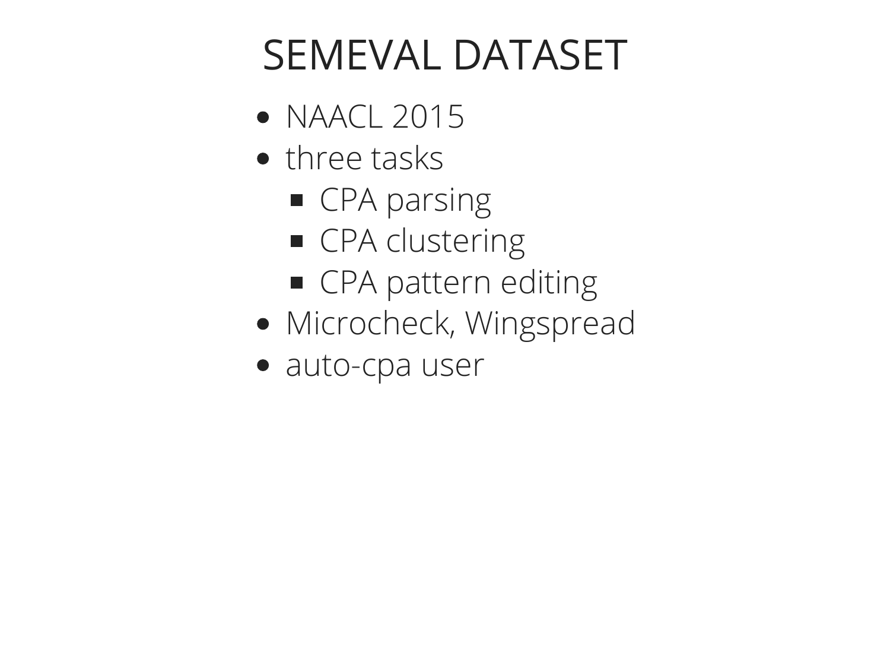# SEMEVAL DATASET

- NAACL 2015
- three tasks
  - CPA parsing
  - CPA clustering
  - CPA pattern editing
- Microcheck, Wingspread
- auto-cpa user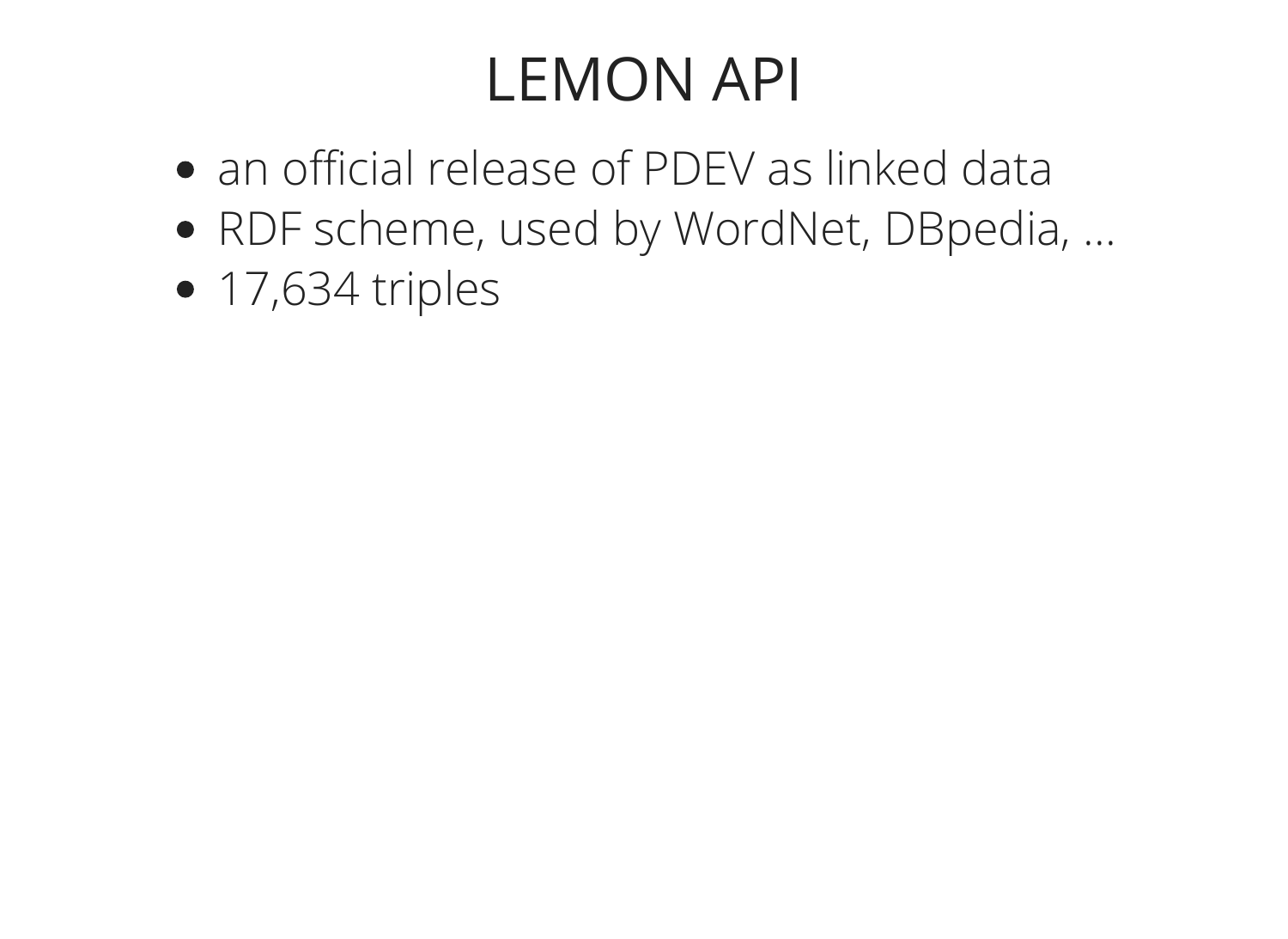# LEMON API

- an official release of PDEV as linked data
- RDF scheme, used by WordNet, DBpedia, ...
- 17,634 triples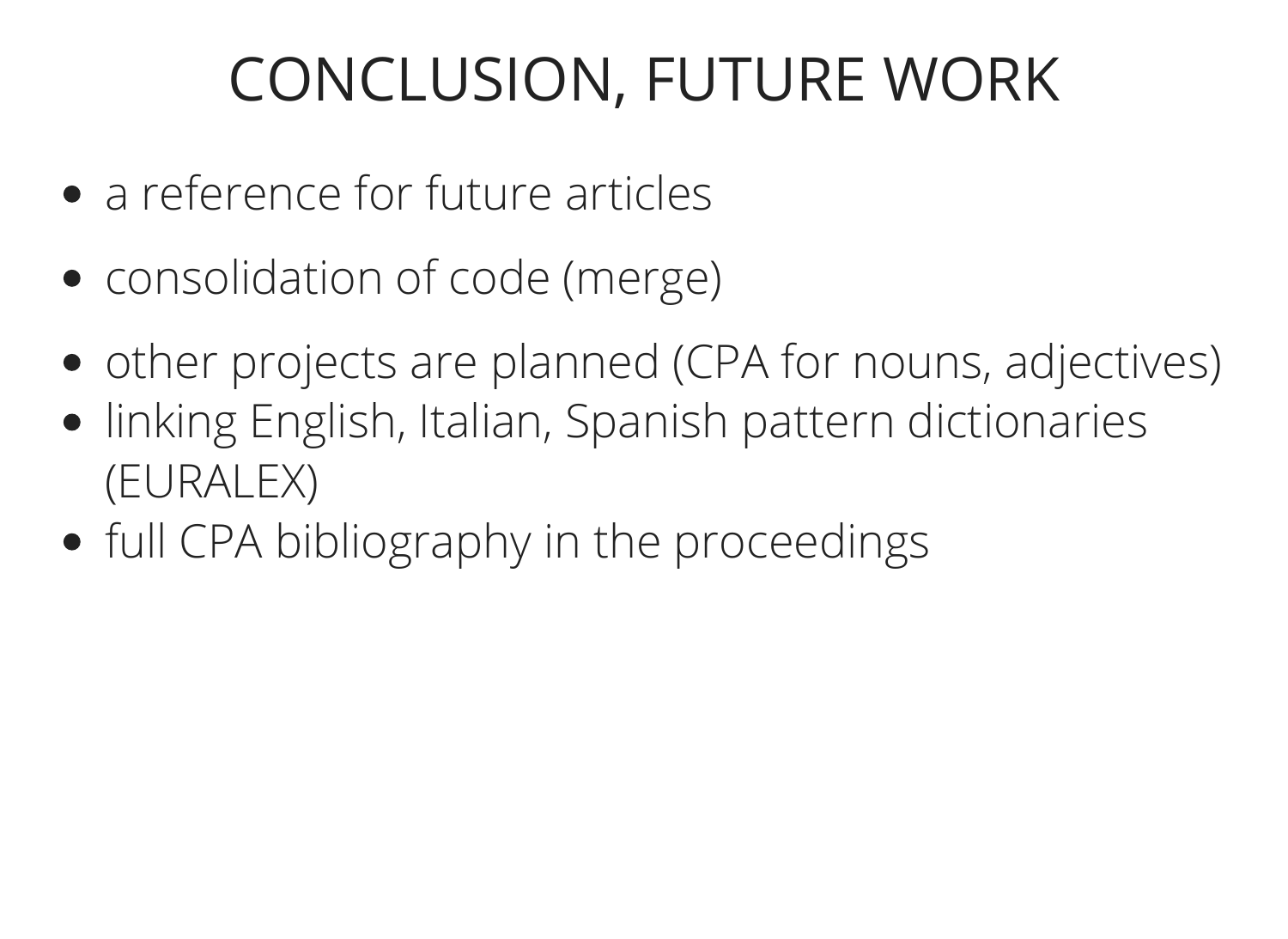# CONCLUSION, FUTURE WORK

- a reference for future articles
- consolidation of code (merge)
- other projects are planned (CPA for nouns, adjectives)
- linking English, Italian, Spanish pattern dictionaries (EURALEX)
- full CPA bibliography in the proceedings